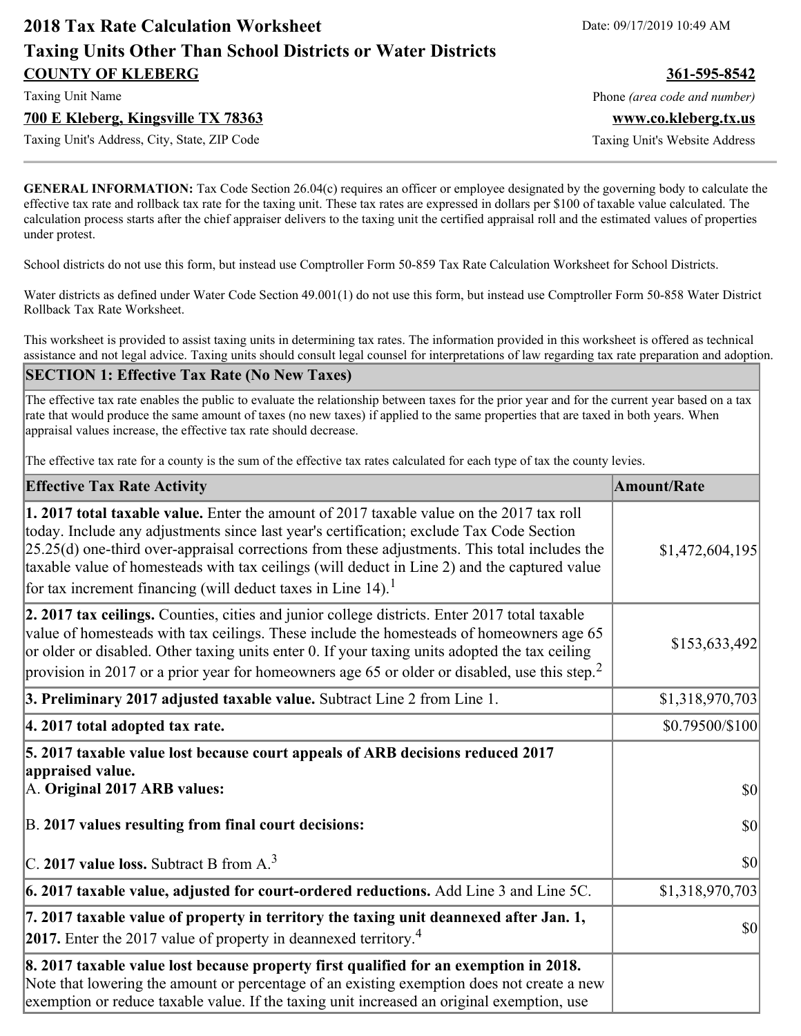# 2018 Tax Rate Calculation Worksheet

Date: 09/17/2019 10:49 AM

## Taxing Units Other Than School Districts or Water Districts

**COUNTY OF KLEBERG**
Taxing Unit Name

**361-595-8542**
Phone *(area code and number)*

**700 E Kleberg, Kingsville TX 78363**
Taxing Unit's Address, City, State, ZIP Code

**www.co.kleberg.tx.us**
Taxing Unit's Website Address

---

**GENERAL INFORMATION:** Tax Code Section 26.04(c) requires an officer or employee designated by the governing body to calculate the effective tax rate and rollback tax rate for the taxing unit. These tax rates are expressed in dollars per $100 of taxable value calculated. The calculation process starts after the chief appraiser delivers to the taxing unit the certified appraisal roll and the estimated values of properties under protest.

School districts do not use this form, but instead use Comptroller Form 50-859 Tax Rate Calculation Worksheet for School Districts.

Water districts as defined under Water Code Section 49.001(1) do not use this form, but instead use Comptroller Form 50-858 Water District Rollback Tax Rate Worksheet.

This worksheet is provided to assist taxing units in determining tax rates. The information provided in this worksheet is offered as technical assistance and not legal advice. Taxing units should consult legal counsel for interpretations of law regarding tax rate preparation and adoption.

### SECTION 1: Effective Tax Rate (No New Taxes)

The effective tax rate enables the public to evaluate the relationship between taxes for the prior year and for the current year based on a tax rate that would produce the same amount of taxes (no new taxes) if applied to the same properties that are taxed in both years. When appraisal values increase, the effective tax rate should decrease.

The effective tax rate for a county is the sum of the effective tax rates calculated for each type of tax the county levies.

| Effective Tax Rate Activity | Amount/Rate |
|---|---|
| **1. 2017 total taxable value.** Enter the amount of 2017 taxable value on the 2017 tax roll today. Include any adjustments since last year's certification; exclude Tax Code Section 25.25(d) one-third over-appraisal corrections from these adjustments. This total includes the taxable value of homesteads with tax ceilings (will deduct in Line 2) and the captured value for tax increment financing (will deduct taxes in Line 14).[1] | $1,472,604,195 |
| **2. 2017 tax ceilings.** Counties, cities and junior college districts. Enter 2017 total taxable value of homesteads with tax ceilings. These include the homesteads of homeowners age 65 or older or disabled. Other taxing units enter 0. If your taxing units adopted the tax ceiling provision in 2017 or a prior year for homeowners age 65 or older or disabled, use this step.[2] | $153,633,492 |
| **3. Preliminary 2017 adjusted taxable value.** Subtract Line 2 from Line 1. | $1,318,970,703 |
| **4. 2017 total adopted tax rate.** | $0.79500/$100 |
| **5. 2017 taxable value lost because court appeals of ARB decisions reduced 2017 appraised value.** | |
| A. **Original 2017 ARB values:** | $0 |
| B. **2017 values resulting from final court decisions:** | $0 |
| C. **2017 value loss.** Subtract B from A.[3] | $0 |
| **6. 2017 taxable value, adjusted for court-ordered reductions.** Add Line 3 and Line 5C. | $1,318,970,703 |
| **7. 2017 taxable value of property in territory the taxing unit deannexed after Jan. 1, 2017.** Enter the 2017 value of property in deannexed territory.[4] | $0 |
| **8. 2017 taxable value lost because property first qualified for an exemption in 2018.** Note that lowering the amount or percentage of an existing exemption does not create a new exemption or reduce taxable value. If the taxing unit increased an original exemption, use | |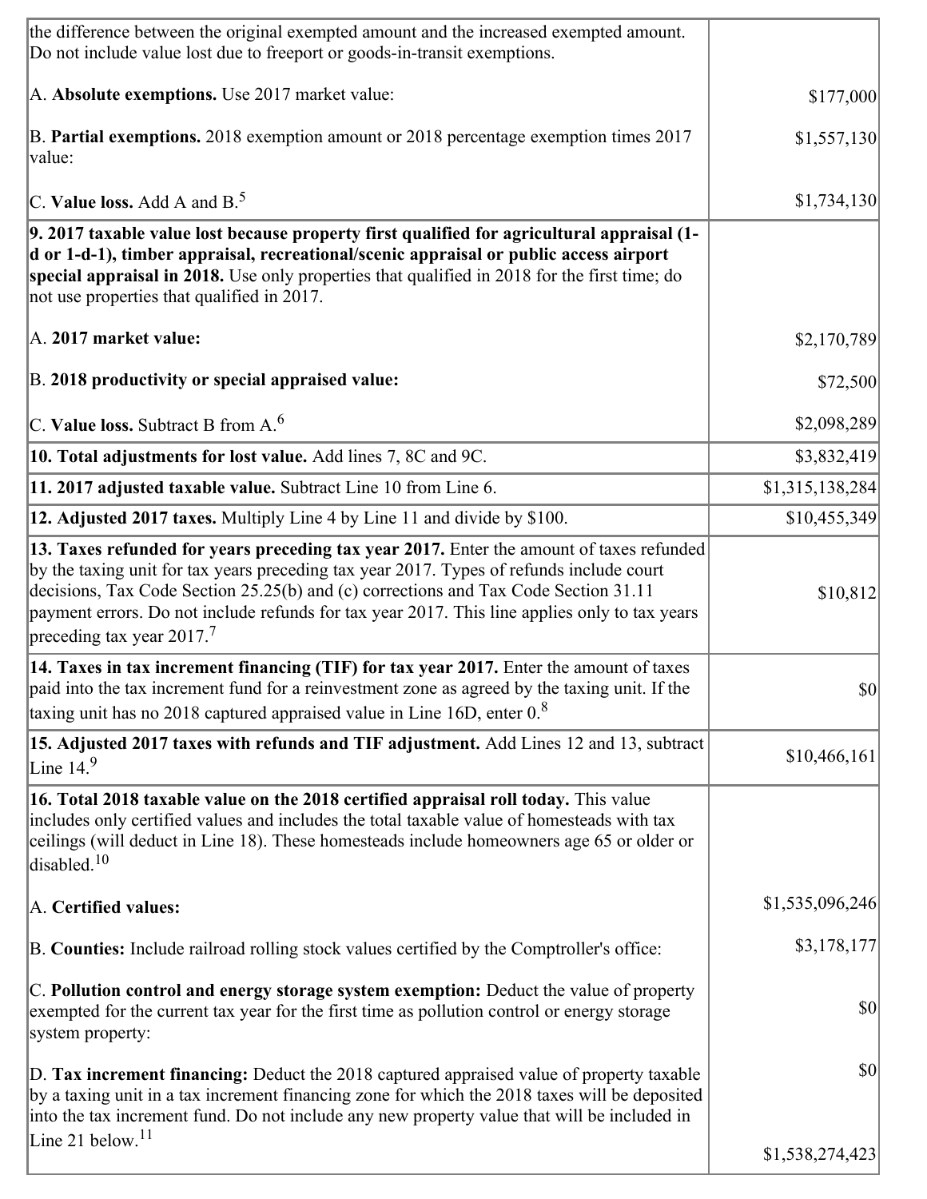| | |
|---|---|
| the difference between the original exempted amount and the increased exempted amount. Do not include value lost due to freeport or goods-in-transit exemptions. | |
| A. **Absolute exemptions.** Use 2017 market value: | $177,000 |
| B. **Partial exemptions.** 2018 exemption amount or 2018 percentage exemption times 2017 value: | $1,557,130 |
| C. **Value loss.** Add A and B.[5] | $1,734,130 |
| **9. 2017 taxable value lost because property first qualified for agricultural appraisal (1-d or 1-d-1), timber appraisal, recreational/scenic appraisal or public access airport special appraisal in 2018.** Use only properties that qualified in 2018 for the first time; do not use properties that qualified in 2017. | |
| A. **2017 market value:** | $2,170,789 |
| B. **2018 productivity or special appraised value:** | $72,500 |
| C. **Value loss.** Subtract B from A.[6] | $2,098,289 |
| **10. Total adjustments for lost value.** Add lines 7, 8C and 9C. | $3,832,419 |
| **11. 2017 adjusted taxable value.** Subtract Line 10 from Line 6. | $1,315,138,284 |
| **12. Adjusted 2017 taxes.** Multiply Line 4 by Line 11 and divide by $100. | $10,455,349 |
| **13. Taxes refunded for years preceding tax year 2017.** Enter the amount of taxes refunded by the taxing unit for tax years preceding tax year 2017. Types of refunds include court decisions, Tax Code Section 25.25(b) and (c) corrections and Tax Code Section 31.11 payment errors. Do not include refunds for tax year 2017. This line applies only to tax years preceding tax year 2017.[7] | $10,812 |
| **14. Taxes in tax increment financing (TIF) for tax year 2017.** Enter the amount of taxes paid into the tax increment fund for a reinvestment zone as agreed by the taxing unit. If the taxing unit has no 2018 captured appraised value in Line 16D, enter 0.[8] | $0 |
| **15. Adjusted 2017 taxes with refunds and TIF adjustment.** Add Lines 12 and 13, subtract Line 14.[9] | $10,466,161 |
| **16. Total 2018 taxable value on the 2018 certified appraisal roll today.** This value includes only certified values and includes the total taxable value of homesteads with tax ceilings (will deduct in Line 18). These homesteads include homeowners age 65 or older or disabled.[10] | |
| A. **Certified values:** | $1,535,096,246 |
| B. **Counties:** Include railroad rolling stock values certified by the Comptroller's office: | $3,178,177 |
| C. **Pollution control and energy storage system exemption:** Deduct the value of property exempted for the current tax year for the first time as pollution control or energy storage system property: | $0 |
| D. **Tax increment financing:** Deduct the 2018 captured appraised value of property taxable by a taxing unit in a tax increment financing zone for which the 2018 taxes will be deposited into the tax increment fund. Do not include any new property value that will be included in Line 21 below.[11] | $0 |
| | $1,538,274,423 |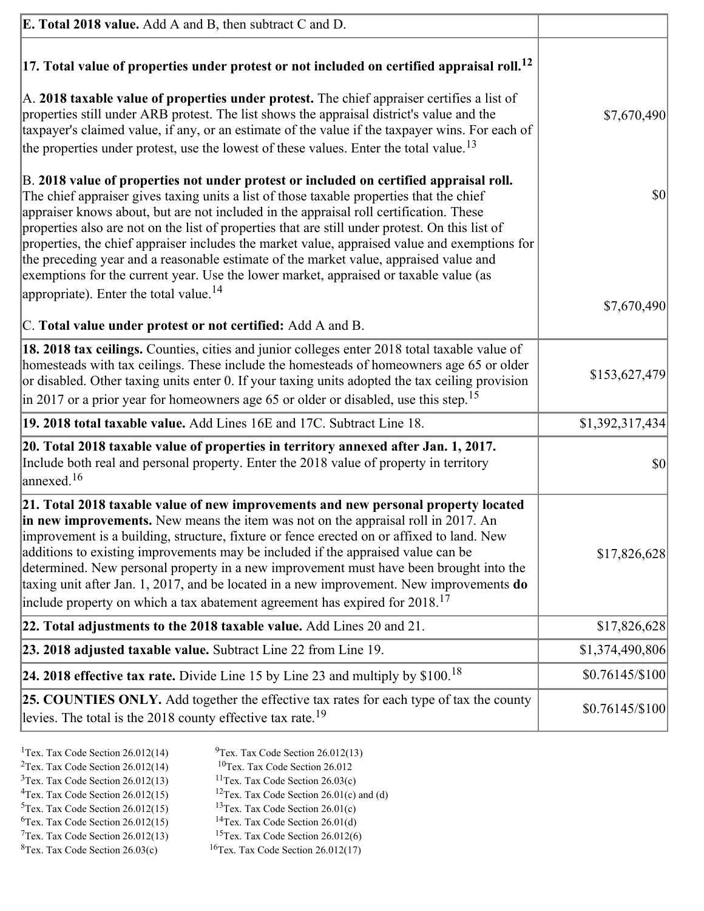| | |
|---|---|
| **E. Total 2018 value.** Add A and B, then subtract C and D. | |
| **17. Total value of properties under protest or not included on certified appraisal roll.**[12]<br><br>A. **2018 taxable value of properties under protest.** The chief appraiser certifies a list of properties still under ARB protest. The list shows the appraisal district's value and the taxpayer's claimed value, if any, or an estimate of the value if the taxpayer wins. For each of the properties under protest, use the lowest of these values. Enter the total value.[13]<br><br>B. **2018 value of properties not under protest or included on certified appraisal roll.** The chief appraiser gives taxing units a list of those taxable properties that the chief appraiser knows about, but are not included in the appraisal roll certification. These properties also are not on the list of properties that are still under protest. On this list of properties, the chief appraiser includes the market value, appraised value and exemptions for the preceding year and a reasonable estimate of the market value, appraised value and exemptions for the current year. Use the lower market, appraised or taxable value (as appropriate). Enter the total value.[14]<br><br>C. **Total value under protest or not certified:** Add A and B. | $7,670,490<br><br>$0<br><br>$7,670,490 |
| **18. 2018 tax ceilings.** Counties, cities and junior colleges enter 2018 total taxable value of homesteads with tax ceilings. These include the homesteads of homeowners age 65 or older or disabled. Other taxing units enter 0. If your taxing units adopted the tax ceiling provision in 2017 or a prior year for homeowners age 65 or older or disabled, use this step.[15] | $153,627,479 |
| **19. 2018 total taxable value.** Add Lines 16E and 17C. Subtract Line 18. | $1,392,317,434 |
| **20. Total 2018 taxable value of properties in territory annexed after Jan. 1, 2017.** Include both real and personal property. Enter the 2018 value of property in territory annexed.[16] | $0 |
| **21. Total 2018 taxable value of new improvements and new personal property located in new improvements.** New means the item was not on the appraisal roll in 2017. An improvement is a building, structure, fixture or fence erected on or affixed to land. New additions to existing improvements may be included if the appraised value can be determined. New personal property in a new improvement must have been brought into the taxing unit after Jan. 1, 2017, and be located in a new improvement. New improvements **do** include property on which a tax abatement agreement has expired for 2018.[17] | $17,826,628 |
| **22. Total adjustments to the 2018 taxable value.** Add Lines 20 and 21. | $17,826,628 |
| **23. 2018 adjusted taxable value.** Subtract Line 22 from Line 19. | $1,374,490,806 |
| **24. 2018 effective tax rate.** Divide Line 15 by Line 23 and multiply by $100.[18] | $0.76145/$100 |
| **25. COUNTIES ONLY.** Add together the effective tax rates for each type of tax the county levies. The total is the 2018 county effective tax rate.[19] | $0.76145/$100 |

[1]Tex. Tax Code Section 26.012(14)
[2]Tex. Tax Code Section 26.012(14)
[3]Tex. Tax Code Section 26.012(13)
[4]Tex. Tax Code Section 26.012(15)
[5]Tex. Tax Code Section 26.012(15)
[6]Tex. Tax Code Section 26.012(15)
[7]Tex. Tax Code Section 26.012(13)
[8]Tex. Tax Code Section 26.03(c)
[9]Tex. Tax Code Section 26.012(13)
[10]Tex. Tax Code Section 26.012
[11]Tex. Tax Code Section 26.03(c)
[12]Tex. Tax Code Section 26.01(c) and (d)
[13]Tex. Tax Code Section 26.01(c)
[14]Tex. Tax Code Section 26.01(d)
[15]Tex. Tax Code Section 26.012(6)
[16]Tex. Tax Code Section 26.012(17)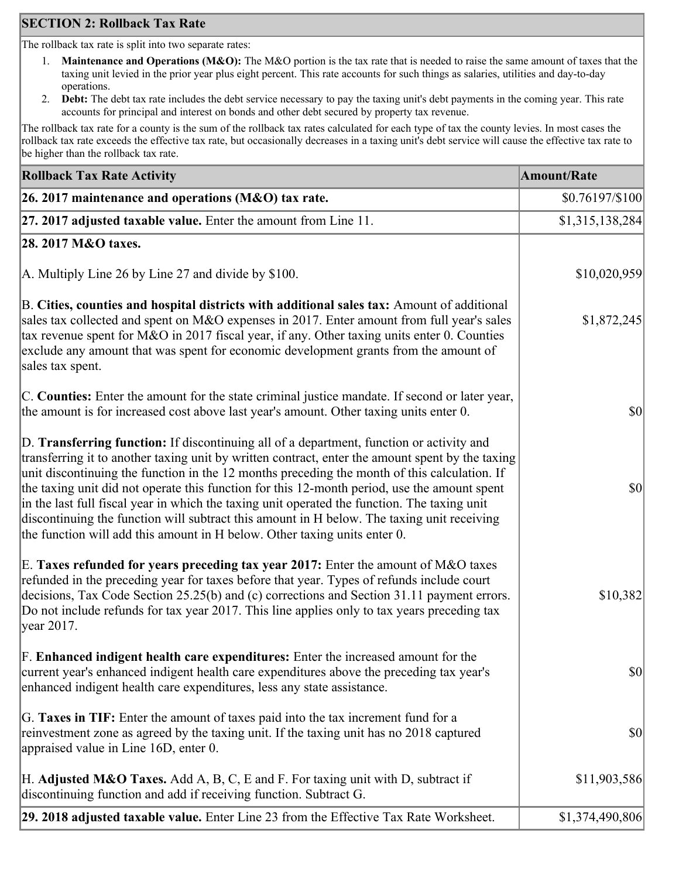## SECTION 2: Rollback Tax Rate

The rollback tax rate is split into two separate rates:

1. **Maintenance and Operations (M&O):** The M&O portion is the tax rate that is needed to raise the same amount of taxes that the taxing unit levied in the prior year plus eight percent. This rate accounts for such things as salaries, utilities and day-to-day operations.
2. **Debt:** The debt tax rate includes the debt service necessary to pay the taxing unit's debt payments in the coming year. This rate accounts for principal and interest on bonds and other debt secured by property tax revenue.

The rollback tax rate for a county is the sum of the rollback tax rates calculated for each type of tax the county levies. In most cases the rollback tax rate exceeds the effective tax rate, but occasionally decreases in a taxing unit's debt service will cause the effective tax rate to be higher than the rollback tax rate.

| Rollback Tax Rate Activity | Amount/Rate |
|---|---|
| **26. 2017 maintenance and operations (M&O) tax rate.** | $0.76197/$100 |
| **27. 2017 adjusted taxable value.** Enter the amount from Line 11. | $1,315,138,284 |
| **28. 2017 M&O taxes.** | |
| A. Multiply Line 26 by Line 27 and divide by $100. | $10,020,959 |
| B. **Cities, counties and hospital districts with additional sales tax:** Amount of additional sales tax collected and spent on M&O expenses in 2017. Enter amount from full year's sales tax revenue spent for M&O in 2017 fiscal year, if any. Other taxing units enter 0. Counties exclude any amount that was spent for economic development grants from the amount of sales tax spent. | $1,872,245 |
| C. **Counties:** Enter the amount for the state criminal justice mandate. If second or later year, the amount is for increased cost above last year's amount. Other taxing units enter 0. | $0 |
| D. **Transferring function:** If discontinuing all of a department, function or activity and transferring it to another taxing unit by written contract, enter the amount spent by the taxing unit discontinuing the function in the 12 months preceding the month of this calculation. If the taxing unit did not operate this function for this 12-month period, use the amount spent in the last full fiscal year in which the taxing unit operated the function. The taxing unit discontinuing the function will subtract this amount in H below. The taxing unit receiving the function will add this amount in H below. Other taxing units enter 0. | $0 |
| E. **Taxes refunded for years preceding tax year 2017:** Enter the amount of M&O taxes refunded in the preceding year for taxes before that year. Types of refunds include court decisions, Tax Code Section 25.25(b) and (c) corrections and Section 31.11 payment errors. Do not include refunds for tax year 2017. This line applies only to tax years preceding tax year 2017. | $10,382 |
| F. **Enhanced indigent health care expenditures:** Enter the increased amount for the current year's enhanced indigent health care expenditures above the preceding tax year's enhanced indigent health care expenditures, less any state assistance. | $0 |
| G. **Taxes in TIF:** Enter the amount of taxes paid into the tax increment fund for a reinvestment zone as agreed by the taxing unit. If the taxing unit has no 2018 captured appraised value in Line 16D, enter 0. | $0 |
| H. **Adjusted M&O Taxes.** Add A, B, C, E and F. For taxing unit with D, subtract if discontinuing function and add if receiving function. Subtract G. | $11,903,586 |
| **29. 2018 adjusted taxable value.** Enter Line 23 from the Effective Tax Rate Worksheet. | $1,374,490,806 |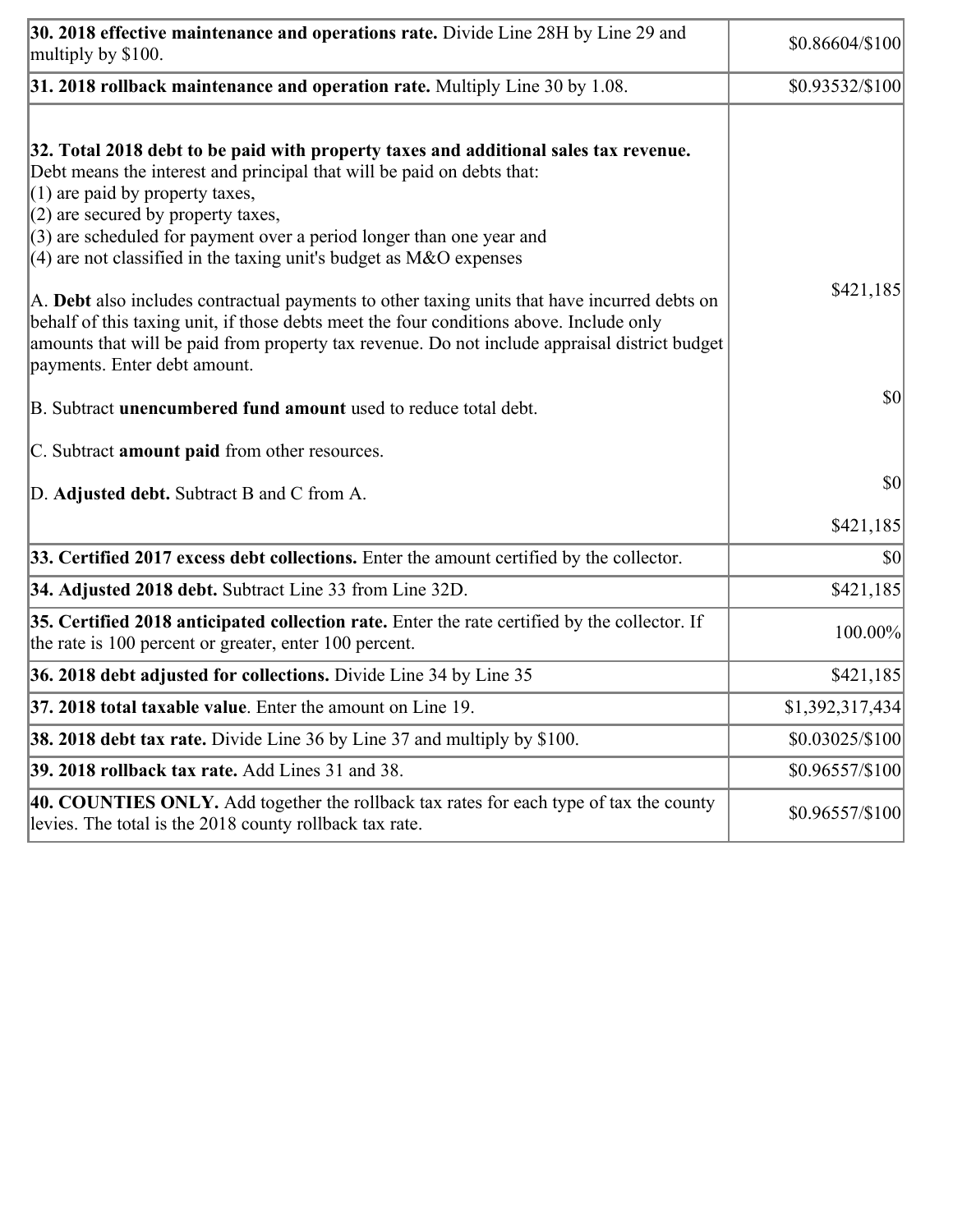| | |
|---|---|
| **30. 2018 effective maintenance and operations rate.** Divide Line 28H by Line 29 and multiply by $100. | $0.86604/$100 |
| **31. 2018 rollback maintenance and operation rate.** Multiply Line 30 by 1.08. | $0.93532/$100 |
| **32. Total 2018 debt to be paid with property taxes and additional sales tax revenue.** Debt means the interest and principal that will be paid on debts that:<br>(1) are paid by property taxes,<br>(2) are secured by property taxes,<br>(3) are scheduled for payment over a period longer than one year and<br>(4) are not classified in the taxing unit's budget as M&O expenses<br><br>A. **Debt** also includes contractual payments to other taxing units that have incurred debts on behalf of this taxing unit, if those debts meet the four conditions above. Include only amounts that will be paid from property tax revenue. Do not include appraisal district budget payments. Enter debt amount.<br><br>B. Subtract **unencumbered fund amount** used to reduce total debt.<br><br>C. Subtract **amount paid** from other resources.<br><br>D. **Adjusted debt.** Subtract B and C from A. | $421,185<br><br>$0<br><br>$0<br><br>$421,185 |
| **33. Certified 2017 excess debt collections.** Enter the amount certified by the collector. | $0 |
| **34. Adjusted 2018 debt.** Subtract Line 33 from Line 32D. | $421,185 |
| **35. Certified 2018 anticipated collection rate.** Enter the rate certified by the collector. If the rate is 100 percent or greater, enter 100 percent. | 100.00% |
| **36. 2018 debt adjusted for collections.** Divide Line 34 by Line 35 | $421,185 |
| **37. 2018 total taxable value**. Enter the amount on Line 19. | $1,392,317,434 |
| **38. 2018 debt tax rate.** Divide Line 36 by Line 37 and multiply by $100. | $0.03025/$100 |
| **39. 2018 rollback tax rate.** Add Lines 31 and 38. | $0.96557/$100 |
| **40. COUNTIES ONLY.** Add together the rollback tax rates for each type of tax the county levies. The total is the 2018 county rollback tax rate. | $0.96557/$100 |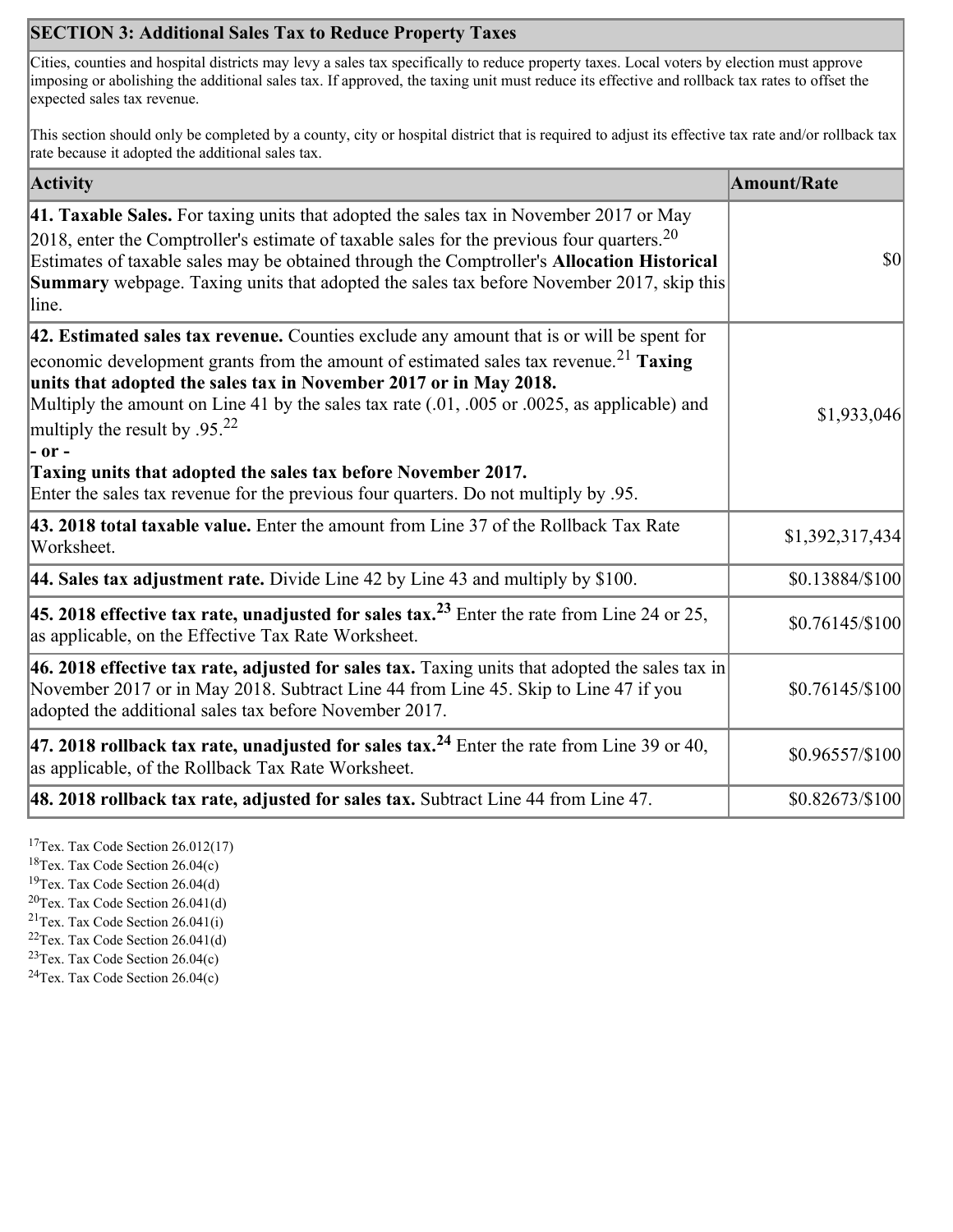| SECTION 3: Additional Sales Tax to Reduce Property Taxes | |
|---|---|
| Cities, counties and hospital districts may levy a sales tax specifically to reduce property taxes. Local voters by election must approve imposing or abolishing the additional sales tax. If approved, the taxing unit must reduce its effective and rollback tax rates to offset the expected sales tax revenue.<br><br>This section should only be completed by a county, city or hospital district that is required to adjust its effective tax rate and/or rollback tax rate because it adopted the additional sales tax. | |

| Activity | Amount/Rate |
|---|---|
| **41. Taxable Sales.** For taxing units that adopted the sales tax in November 2017 or May 2018, enter the Comptroller's estimate of taxable sales for the previous four quarters.[20] Estimates of taxable sales may be obtained through the Comptroller's **Allocation Historical Summary** webpage. Taxing units that adopted the sales tax before November 2017, skip this line. | $0 |
| **42. Estimated sales tax revenue.** Counties exclude any amount that is or will be spent for economic development grants from the amount of estimated sales tax revenue.[21] **Taxing units that adopted the sales tax in November 2017 or in May 2018.** Multiply the amount on Line 41 by the sales tax rate (.01, .005 or .0025, as applicable) and multiply the result by .95.[22] **- or - Taxing units that adopted the sales tax before November 2017.** Enter the sales tax revenue for the previous four quarters. Do not multiply by .95. | $1,933,046 |
| **43. 2018 total taxable value.** Enter the amount from Line 37 of the Rollback Tax Rate Worksheet. | $1,392,317,434 |
| **44. Sales tax adjustment rate.** Divide Line 42 by Line 43 and multiply by $100. | $0.13884/$100 |
| **45. 2018 effective tax rate, unadjusted for sales tax.**[23] Enter the rate from Line 24 or 25, as applicable, on the Effective Tax Rate Worksheet. | $0.76145/$100 |
| **46. 2018 effective tax rate, adjusted for sales tax.** Taxing units that adopted the sales tax in November 2017 or in May 2018. Subtract Line 44 from Line 45. Skip to Line 47 if you adopted the additional sales tax before November 2017. | $0.76145/$100 |
| **47. 2018 rollback tax rate, unadjusted for sales tax.**[24] Enter the rate from Line 39 or 40, as applicable, of the Rollback Tax Rate Worksheet. | $0.96557/$100 |
| **48. 2018 rollback tax rate, adjusted for sales tax.** Subtract Line 44 from Line 47. | $0.82673/$100 |

[17] Tex. Tax Code Section 26.012(17)
[18] Tex. Tax Code Section 26.04(c)
[19] Tex. Tax Code Section 26.04(d)
[20] Tex. Tax Code Section 26.041(d)
[21] Tex. Tax Code Section 26.041(i)
[22] Tex. Tax Code Section 26.041(d)
[23] Tex. Tax Code Section 26.04(c)
[24] Tex. Tax Code Section 26.04(c)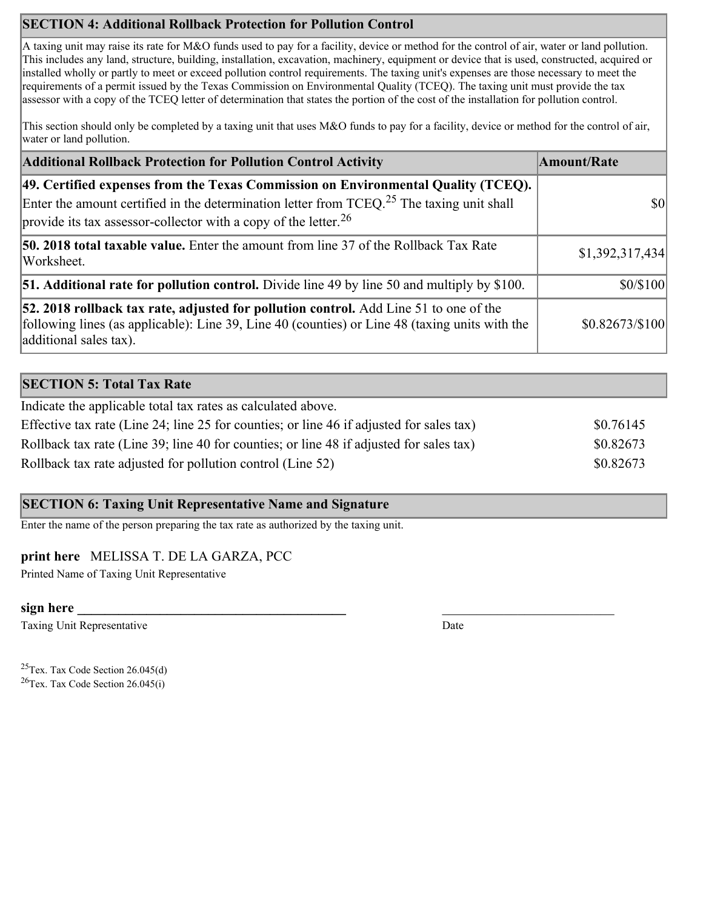## SECTION 4: Additional Rollback Protection for Pollution Control

A taxing unit may raise its rate for M&O funds used to pay for a facility, device or method for the control of air, water or land pollution. This includes any land, structure, building, installation, excavation, machinery, equipment or device that is used, constructed, acquired or installed wholly or partly to meet or exceed pollution control requirements. The taxing unit's expenses are those necessary to meet the requirements of a permit issued by the Texas Commission on Environmental Quality (TCEQ). The taxing unit must provide the tax assessor with a copy of the TCEQ letter of determination that states the portion of the cost of the installation for pollution control.

This section should only be completed by a taxing unit that uses M&O funds to pay for a facility, device or method for the control of air, water or land pollution.

| Additional Rollback Protection for Pollution Control Activity | Amount/Rate |
|---|---|
| **49. Certified expenses from the Texas Commission on Environmental Quality (TCEQ).** Enter the amount certified in the determination letter from TCEQ.[25] The taxing unit shall provide its tax assessor-collector with a copy of the letter.[26] | $0 |
| **50. 2018 total taxable value.** Enter the amount from line 37 of the Rollback Tax Rate Worksheet. | $1,392,317,434 |
| **51. Additional rate for pollution control.** Divide line 49 by line 50 and multiply by $100. | $0/$100 |
| **52. 2018 rollback tax rate, adjusted for pollution control.** Add Line 51 to one of the following lines (as applicable): Line 39, Line 40 (counties) or Line 48 (taxing units with the additional sales tax). | $0.82673/$100 |

## SECTION 5: Total Tax Rate

Indicate the applicable total tax rates as calculated above.

| | |
|---|---|
| Effective tax rate (Line 24; line 25 for counties; or line 46 if adjusted for sales tax) | $0.76145 |
| Rollback tax rate (Line 39; line 40 for counties; or line 48 if adjusted for sales tax) | $0.82673 |
| Rollback tax rate adjusted for pollution control (Line 52) | $0.82673 |

## SECTION 6: Taxing Unit Representative Name and Signature

Enter the name of the person preparing the tax rate as authorized by the taxing unit.

**print here** MELISSA T. DE LA GARZA, PCC

Printed Name of Taxing Unit Representative

**sign here** ________________________________________ ____________________________

Taxing Unit Representative Date

[25]Tex. Tax Code Section 26.045(d)

[26]Tex. Tax Code Section 26.045(i)